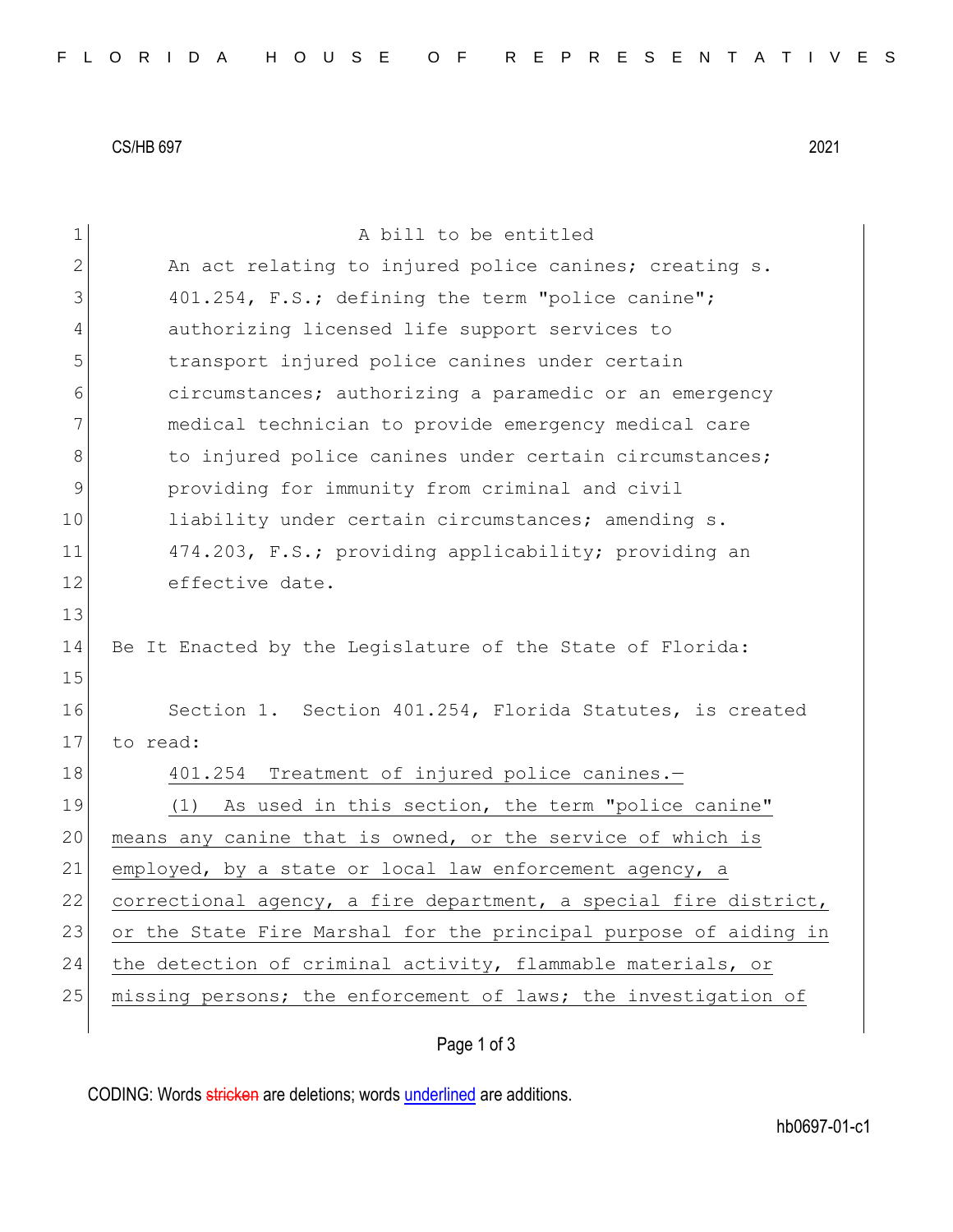CS/HB 697 2021

A bill to be entitled

An act relating to injured police canines; creating s. 401.254, F.S.; defining the term "police canine"; authorizing licensed life support services to transport injured police canines under certain circumstances; authorizing a paramedic or an emergency medical technician to provide emergency medical care to injured police canines under certain circumstances; providing for immunity from criminal and civil liability under certain circumstances; amending s. 474.203, F.S.; providing applicability; providing an effective date.

Be It Enacted by the Legislature of the State of Florida:

Section 1. Section 401.254, Florida Statutes, is created to read:

401.254 Treatment of injured police canines.—

(1) As used in this section, the term "police canine" means any canine that is owned, or the service of which is employed, by a state or local law enforcement agency, a correctional agency, a fire department, a special fire district, or the State Fire Marshal for the principal purpose of aiding in the detection of criminal activity, flammable materials, or missing persons; the enforcement of laws; the investigation of

CODING: Words stricken are deletions; words underlined are additions.

hb0697-01-c1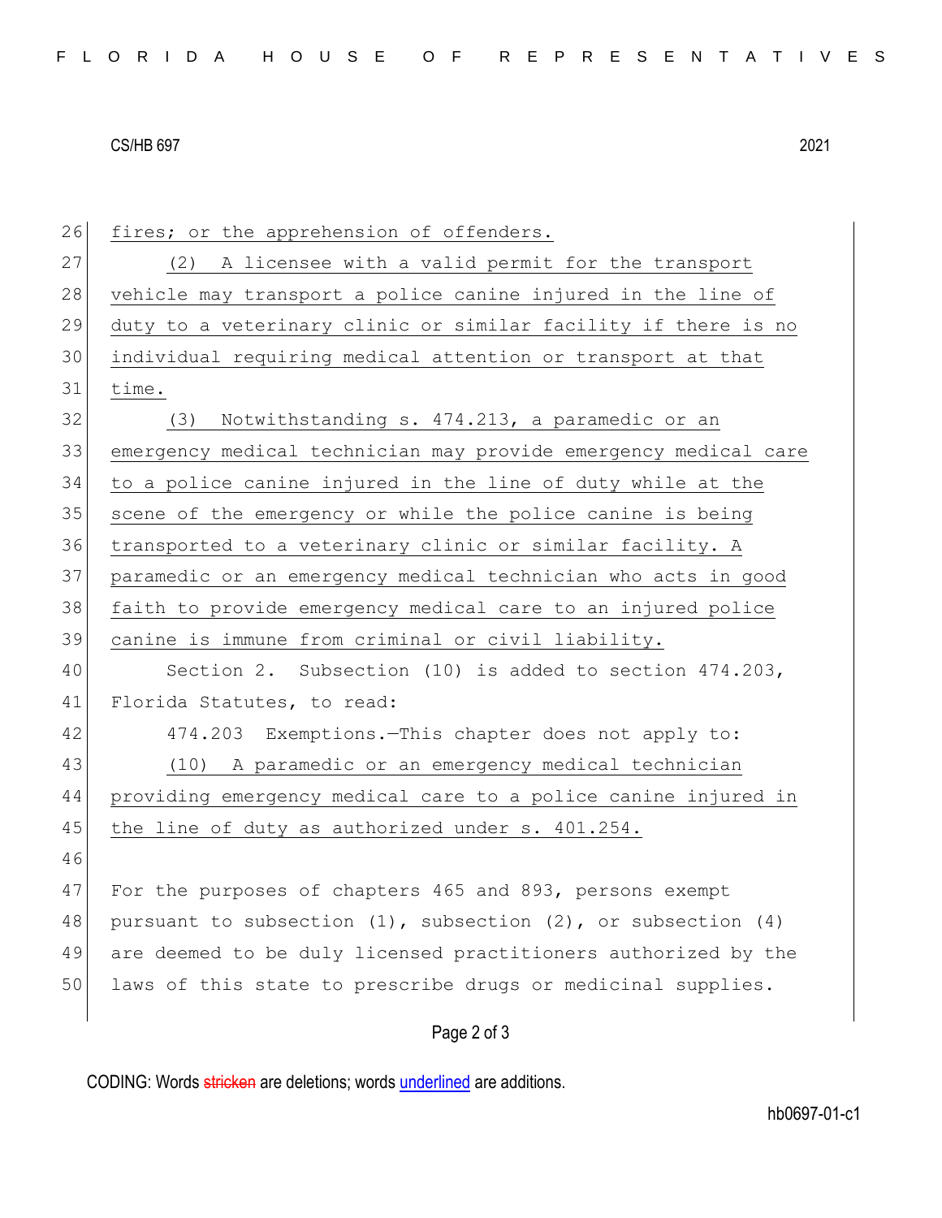fires; or the apprehension of offenders.

(2) A licensee with a valid permit for the transport vehicle may transport a police canine injured in the line of duty to a veterinary clinic or similar facility if there is no individual requiring medical attention or transport at that time.

(3) Notwithstanding s. 474.213, a paramedic or an emergency medical technician may provide emergency medical care to a police canine injured in the line of duty while at the scene of the emergency or while the police canine is being transported to a veterinary clinic or similar facility. A paramedic or an emergency medical technician who acts in good faith to provide emergency medical care to an injured police canine is immune from criminal or civil liability.

Section 2. Subsection (10) is added to section 474.203, Florida Statutes, to read:

474.203 Exemptions.—This chapter does not apply to:

(10) A paramedic or an emergency medical technician providing emergency medical care to a police canine injured in the line of duty as authorized under s. 401.254.

For the purposes of chapters 465 and 893, persons exempt pursuant to subsection (1), subsection (2), or subsection (4) are deemed to be duly licensed practitioners authorized by the laws of this state to prescribe drugs or medicinal supplies.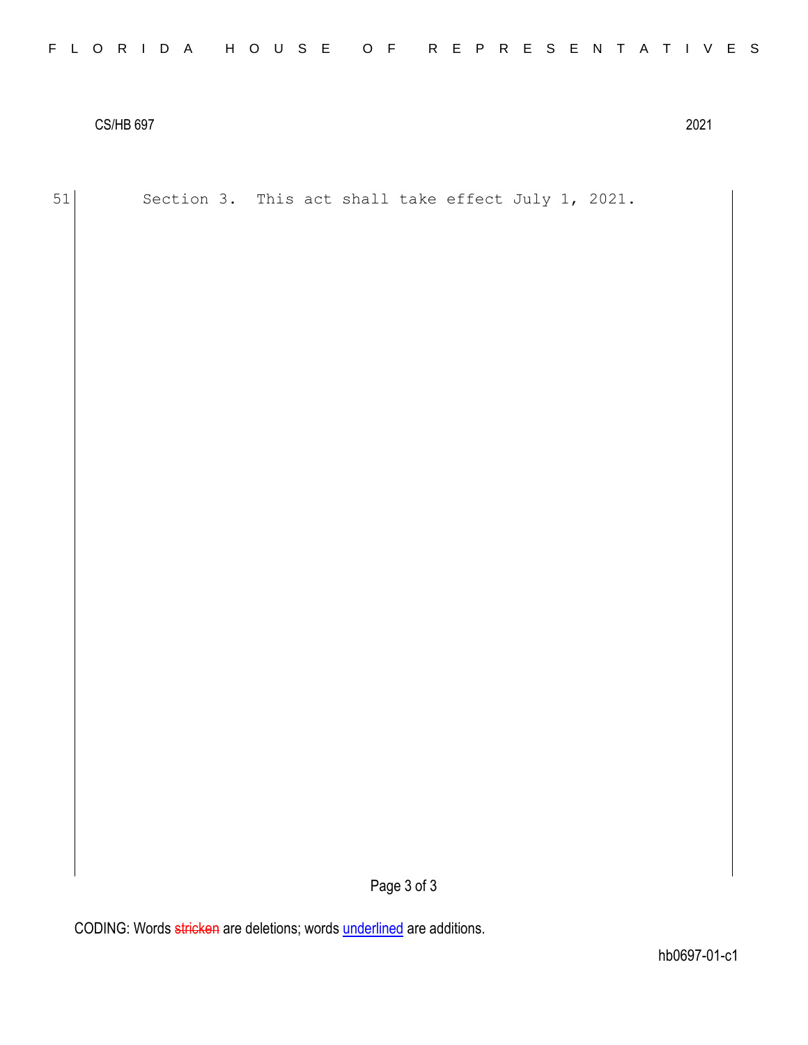51 Section 3. This act shall take effect July 1, 2021.